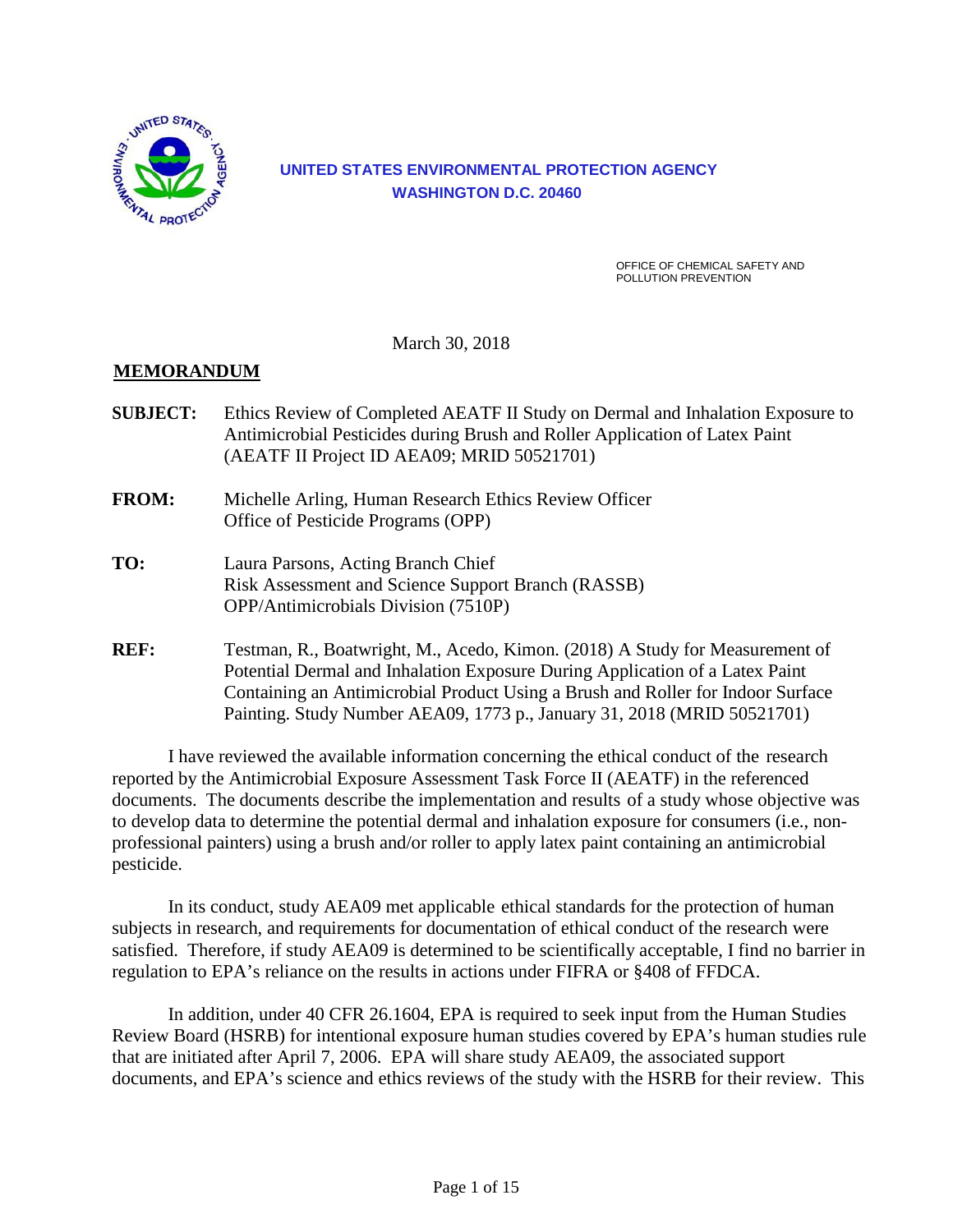**UNITED STATES ENVIRONMENTAL PROTECTION AGENCY**
**WASHINGTON D.C. 20460**

OFFICE OF CHEMICAL SAFETY AND POLLUTION PREVENTION

March 30, 2018

**MEMORANDUM**

**SUBJECT:** Ethics Review of Completed AEATF II Study on Dermal and Inhalation Exposure to Antimicrobial Pesticides during Brush and Roller Application of Latex Paint (AEATF II Project ID AEA09; MRID 50521701)

**FROM:** Michelle Arling, Human Research Ethics Review Officer
Office of Pesticide Programs (OPP)

**TO:** Laura Parsons, Acting Branch Chief
Risk Assessment and Science Support Branch (RASSB)
OPP/Antimicrobials Division (7510P)

**REF:** Testman, R., Boatwright, M., Acedo, Kimon. (2018) A Study for Measurement of Potential Dermal and Inhalation Exposure During Application of a Latex Paint Containing an Antimicrobial Product Using a Brush and Roller for Indoor Surface Painting. Study Number AEA09, 1773 p., January 31, 2018 (MRID 50521701)

I have reviewed the available information concerning the ethical conduct of the research reported by the Antimicrobial Exposure Assessment Task Force II (AEATF) in the referenced documents. The documents describe the implementation and results of a study whose objective was to develop data to determine the potential dermal and inhalation exposure for consumers (i.e., non-professional painters) using a brush and/or roller to apply latex paint containing an antimicrobial pesticide.

In its conduct, study AEA09 met applicable ethical standards for the protection of human subjects in research, and requirements for documentation of ethical conduct of the research were satisfied. Therefore, if study AEA09 is determined to be scientifically acceptable, I find no barrier in regulation to EPA's reliance on the results in actions under FIFRA or §408 of FFDCA.

In addition, under 40 CFR 26.1604, EPA is required to seek input from the Human Studies Review Board (HSRB) for intentional exposure human studies covered by EPA's human studies rule that are initiated after April 7, 2006. EPA will share study AEA09, the associated support documents, and EPA's science and ethics reviews of the study with the HSRB for their review. This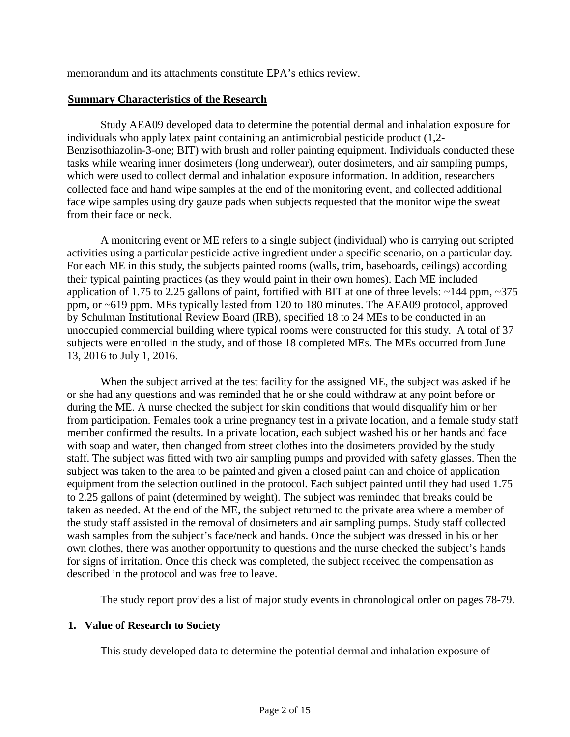memorandum and its attachments constitute EPA's ethics review.

## Summary Characteristics of the Research

Study AEA09 developed data to determine the potential dermal and inhalation exposure for individuals who apply latex paint containing an antimicrobial pesticide product (1,2-Benzisothiazolin-3-one; BIT) with brush and roller painting equipment. Individuals conducted these tasks while wearing inner dosimeters (long underwear), outer dosimeters, and air sampling pumps, which were used to collect dermal and inhalation exposure information. In addition, researchers collected face and hand wipe samples at the end of the monitoring event, and collected additional face wipe samples using dry gauze pads when subjects requested that the monitor wipe the sweat from their face or neck.

A monitoring event or ME refers to a single subject (individual) who is carrying out scripted activities using a particular pesticide active ingredient under a specific scenario, on a particular day. For each ME in this study, the subjects painted rooms (walls, trim, baseboards, ceilings) according their typical painting practices (as they would paint in their own homes). Each ME included application of 1.75 to 2.25 gallons of paint, fortified with BIT at one of three levels: ~144 ppm, ~375 ppm, or ~619 ppm. MEs typically lasted from 120 to 180 minutes. The AEA09 protocol, approved by Schulman Institutional Review Board (IRB), specified 18 to 24 MEs to be conducted in an unoccupied commercial building where typical rooms were constructed for this study. A total of 37 subjects were enrolled in the study, and of those 18 completed MEs. The MEs occurred from June 13, 2016 to July 1, 2016.

When the subject arrived at the test facility for the assigned ME, the subject was asked if he or she had any questions and was reminded that he or she could withdraw at any point before or during the ME. A nurse checked the subject for skin conditions that would disqualify him or her from participation. Females took a urine pregnancy test in a private location, and a female study staff member confirmed the results. In a private location, each subject washed his or her hands and face with soap and water, then changed from street clothes into the dosimeters provided by the study staff. The subject was fitted with two air sampling pumps and provided with safety glasses. Then the subject was taken to the area to be painted and given a closed paint can and choice of application equipment from the selection outlined in the protocol. Each subject painted until they had used 1.75 to 2.25 gallons of paint (determined by weight). The subject was reminded that breaks could be taken as needed. At the end of the ME, the subject returned to the private area where a member of the study staff assisted in the removal of dosimeters and air sampling pumps. Study staff collected wash samples from the subject's face/neck and hands. Once the subject was dressed in his or her own clothes, there was another opportunity to questions and the nurse checked the subject's hands for signs of irritation. Once this check was completed, the subject received the compensation as described in the protocol and was free to leave.

The study report provides a list of major study events in chronological order on pages 78-79.

## 1. Value of Research to Society

This study developed data to determine the potential dermal and inhalation exposure of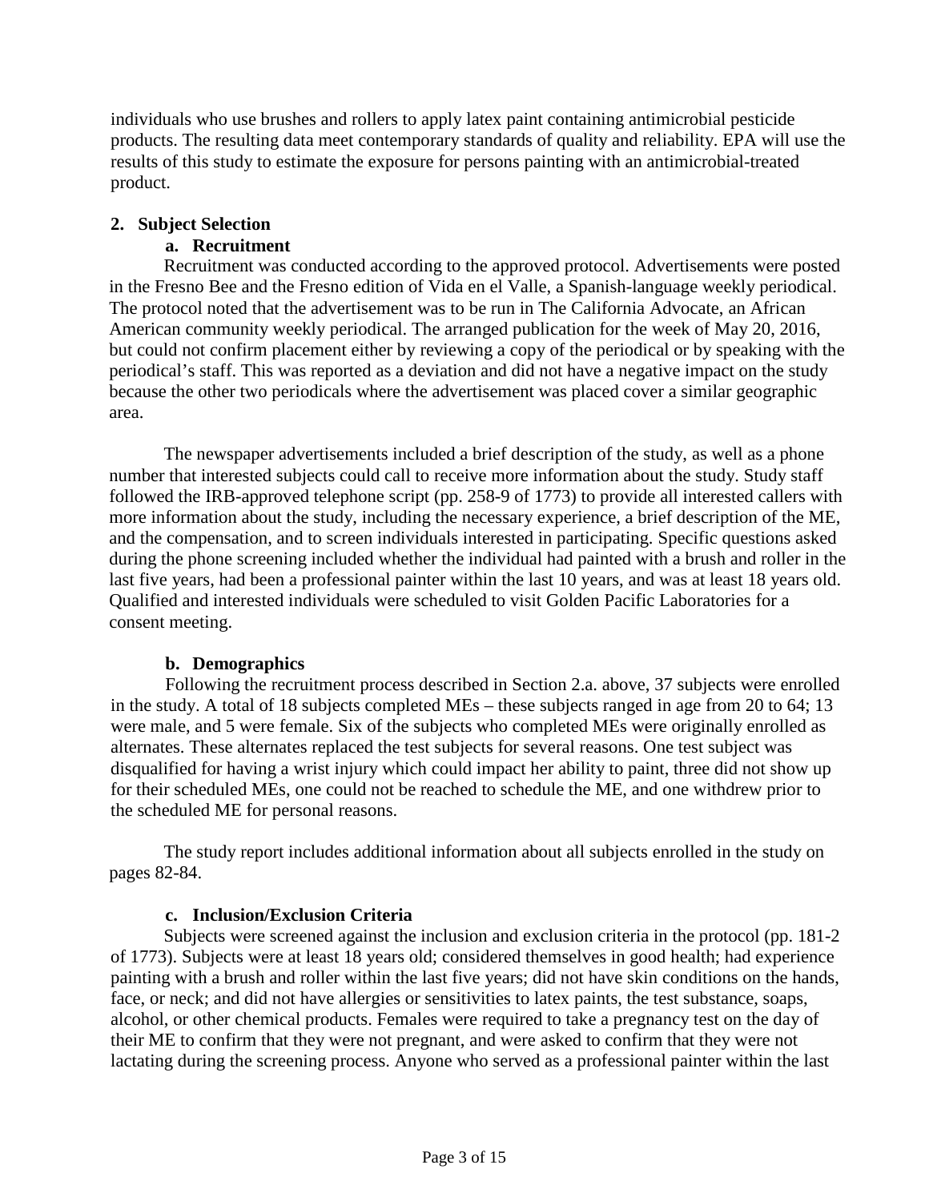individuals who use brushes and rollers to apply latex paint containing antimicrobial pesticide products. The resulting data meet contemporary standards of quality and reliability. EPA will use the results of this study to estimate the exposure for persons painting with an antimicrobial-treated product.

## 2. Subject Selection

### a. Recruitment

Recruitment was conducted according to the approved protocol. Advertisements were posted in the Fresno Bee and the Fresno edition of Vida en el Valle, a Spanish-language weekly periodical. The protocol noted that the advertisement was to be run in The California Advocate, an African American community weekly periodical. The arranged publication for the week of May 20, 2016, but could not confirm placement either by reviewing a copy of the periodical or by speaking with the periodical's staff. This was reported as a deviation and did not have a negative impact on the study because the other two periodicals where the advertisement was placed cover a similar geographic area.

The newspaper advertisements included a brief description of the study, as well as a phone number that interested subjects could call to receive more information about the study. Study staff followed the IRB-approved telephone script (pp. 258-9 of 1773) to provide all interested callers with more information about the study, including the necessary experience, a brief description of the ME, and the compensation, and to screen individuals interested in participating. Specific questions asked during the phone screening included whether the individual had painted with a brush and roller in the last five years, had been a professional painter within the last 10 years, and was at least 18 years old. Qualified and interested individuals were scheduled to visit Golden Pacific Laboratories for a consent meeting.

### b. Demographics

Following the recruitment process described in Section 2.a. above, 37 subjects were enrolled in the study. A total of 18 subjects completed MEs – these subjects ranged in age from 20 to 64; 13 were male, and 5 were female. Six of the subjects who completed MEs were originally enrolled as alternates. These alternates replaced the test subjects for several reasons. One test subject was disqualified for having a wrist injury which could impact her ability to paint, three did not show up for their scheduled MEs, one could not be reached to schedule the ME, and one withdrew prior to the scheduled ME for personal reasons.

The study report includes additional information about all subjects enrolled in the study on pages 82-84.

### c. Inclusion/Exclusion Criteria

Subjects were screened against the inclusion and exclusion criteria in the protocol (pp. 181-2 of 1773). Subjects were at least 18 years old; considered themselves in good health; had experience painting with a brush and roller within the last five years; did not have skin conditions on the hands, face, or neck; and did not have allergies or sensitivities to latex paints, the test substance, soaps, alcohol, or other chemical products. Females were required to take a pregnancy test on the day of their ME to confirm that they were not pregnant, and were asked to confirm that they were not lactating during the screening process. Anyone who served as a professional painter within the last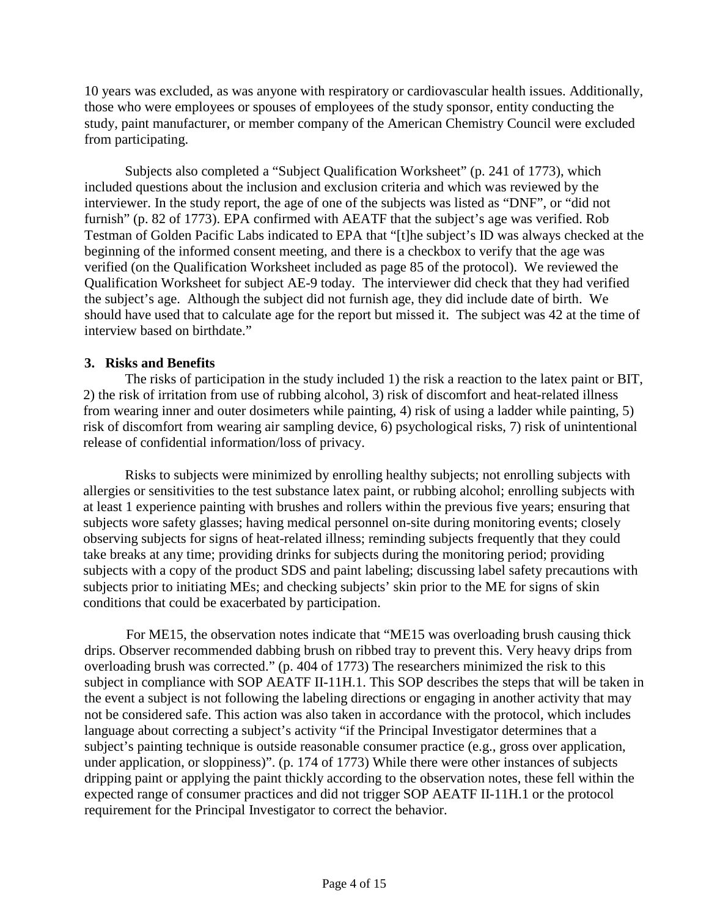10 years was excluded, as was anyone with respiratory or cardiovascular health issues. Additionally, those who were employees or spouses of employees of the study sponsor, entity conducting the study, paint manufacturer, or member company of the American Chemistry Council were excluded from participating.

Subjects also completed a "Subject Qualification Worksheet" (p. 241 of 1773), which included questions about the inclusion and exclusion criteria and which was reviewed by the interviewer. In the study report, the age of one of the subjects was listed as "DNF", or "did not furnish" (p. 82 of 1773). EPA confirmed with AEATF that the subject's age was verified. Rob Testman of Golden Pacific Labs indicated to EPA that "[t]he subject's ID was always checked at the beginning of the informed consent meeting, and there is a checkbox to verify that the age was verified (on the Qualification Worksheet included as page 85 of the protocol). We reviewed the Qualification Worksheet for subject AE-9 today. The interviewer did check that they had verified the subject's age. Although the subject did not furnish age, they did include date of birth. We should have used that to calculate age for the report but missed it. The subject was 42 at the time of interview based on birthdate."

### 3. Risks and Benefits

The risks of participation in the study included 1) the risk a reaction to the latex paint or BIT, 2) the risk of irritation from use of rubbing alcohol, 3) risk of discomfort and heat-related illness from wearing inner and outer dosimeters while painting, 4) risk of using a ladder while painting, 5) risk of discomfort from wearing air sampling device, 6) psychological risks, 7) risk of unintentional release of confidential information/loss of privacy.

Risks to subjects were minimized by enrolling healthy subjects; not enrolling subjects with allergies or sensitivities to the test substance latex paint, or rubbing alcohol; enrolling subjects with at least 1 experience painting with brushes and rollers within the previous five years; ensuring that subjects wore safety glasses; having medical personnel on-site during monitoring events; closely observing subjects for signs of heat-related illness; reminding subjects frequently that they could take breaks at any time; providing drinks for subjects during the monitoring period; providing subjects with a copy of the product SDS and paint labeling; discussing label safety precautions with subjects prior to initiating MEs; and checking subjects' skin prior to the ME for signs of skin conditions that could be exacerbated by participation.

For ME15, the observation notes indicate that "ME15 was overloading brush causing thick drips. Observer recommended dabbing brush on ribbed tray to prevent this. Very heavy drips from overloading brush was corrected." (p. 404 of 1773) The researchers minimized the risk to this subject in compliance with SOP AEATF II-11H.1. This SOP describes the steps that will be taken in the event a subject is not following the labeling directions or engaging in another activity that may not be considered safe. This action was also taken in accordance with the protocol, which includes language about correcting a subject's activity "if the Principal Investigator determines that a subject's painting technique is outside reasonable consumer practice (e.g., gross over application, under application, or sloppiness)". (p. 174 of 1773) While there were other instances of subjects dripping paint or applying the paint thickly according to the observation notes, these fell within the expected range of consumer practices and did not trigger SOP AEATF II-11H.1 or the protocol requirement for the Principal Investigator to correct the behavior.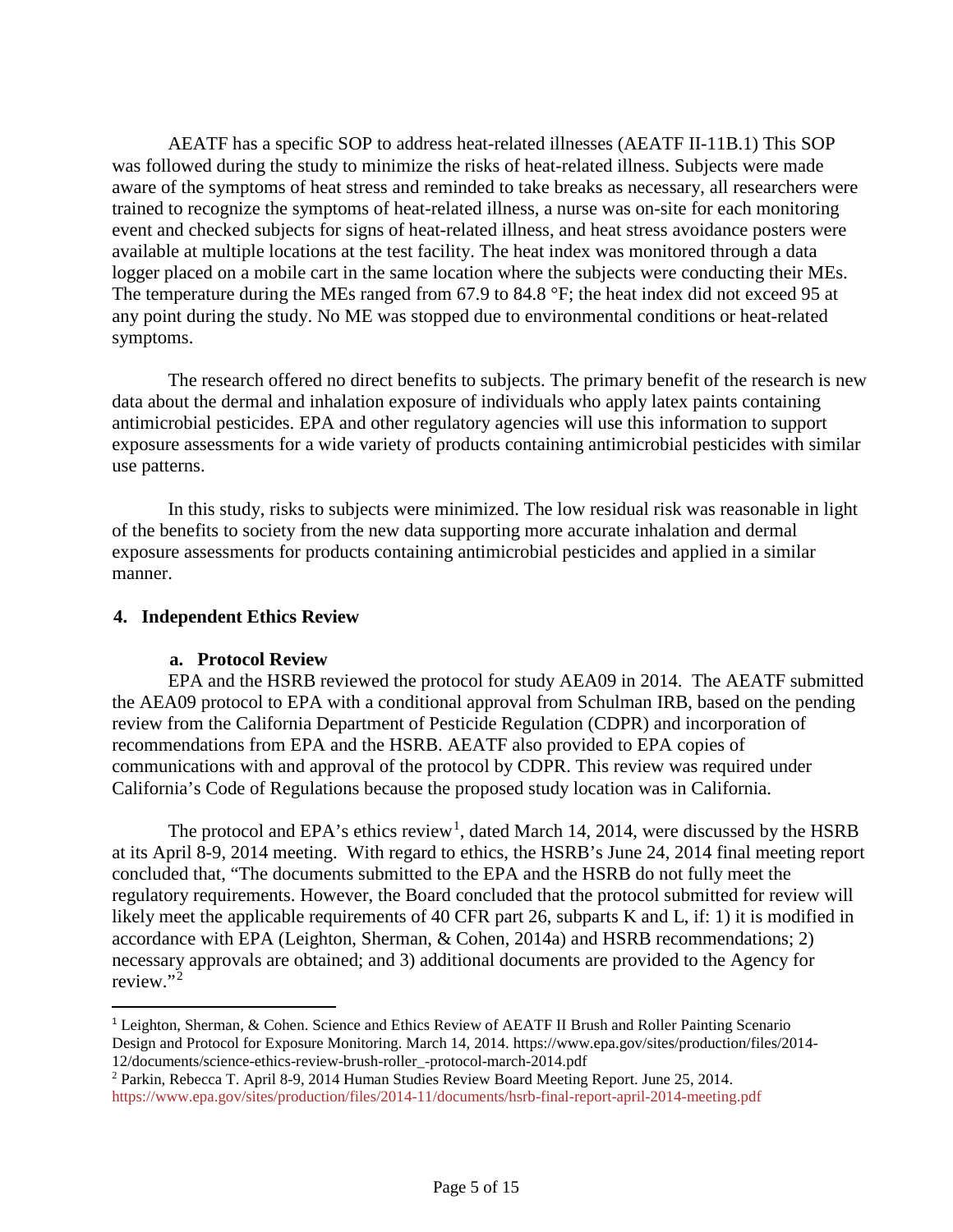AEATF has a specific SOP to address heat-related illnesses (AEATF II-11B.1) This SOP was followed during the study to minimize the risks of heat-related illness. Subjects were made aware of the symptoms of heat stress and reminded to take breaks as necessary, all researchers were trained to recognize the symptoms of heat-related illness, a nurse was on-site for each monitoring event and checked subjects for signs of heat-related illness, and heat stress avoidance posters were available at multiple locations at the test facility. The heat index was monitored through a data logger placed on a mobile cart in the same location where the subjects were conducting their MEs. The temperature during the MEs ranged from 67.9 to 84.8 °F; the heat index did not exceed 95 at any point during the study. No ME was stopped due to environmental conditions or heat-related symptoms.

The research offered no direct benefits to subjects. The primary benefit of the research is new data about the dermal and inhalation exposure of individuals who apply latex paints containing antimicrobial pesticides. EPA and other regulatory agencies will use this information to support exposure assessments for a wide variety of products containing antimicrobial pesticides with similar use patterns.

In this study, risks to subjects were minimized. The low residual risk was reasonable in light of the benefits to society from the new data supporting more accurate inhalation and dermal exposure assessments for products containing antimicrobial pesticides and applied in a similar manner.

## 4. Independent Ethics Review

### a. Protocol Review

EPA and the HSRB reviewed the protocol for study AEA09 in 2014. The AEATF submitted the AEA09 protocol to EPA with a conditional approval from Schulman IRB, based on the pending review from the California Department of Pesticide Regulation (CDPR) and incorporation of recommendations from EPA and the HSRB. AEATF also provided to EPA copies of communications with and approval of the protocol by CDPR. This review was required under California's Code of Regulations because the proposed study location was in California.

The protocol and EPA's ethics review[1], dated March 14, 2014, were discussed by the HSRB at its April 8-9, 2014 meeting. With regard to ethics, the HSRB's June 24, 2014 final meeting report concluded that, "The documents submitted to the EPA and the HSRB do not fully meet the regulatory requirements. However, the Board concluded that the protocol submitted for review will likely meet the applicable requirements of 40 CFR part 26, subparts K and L, if: 1) it is modified in accordance with EPA (Leighton, Sherman, & Cohen, 2014a) and HSRB recommendations; 2) necessary approvals are obtained; and 3) additional documents are provided to the Agency for review."[2]

---

[1] Leighton, Sherman, & Cohen. Science and Ethics Review of AEATF II Brush and Roller Painting Scenario Design and Protocol for Exposure Monitoring. March 14, 2014. https://www.epa.gov/sites/production/files/2014-12/documents/science-ethics-review-brush-roller_-protocol-march-2014.pdf

[2] Parkin, Rebecca T. April 8-9, 2014 Human Studies Review Board Meeting Report. June 25, 2014. https://www.epa.gov/sites/production/files/2014-11/documents/hsrb-final-report-april-2014-meeting.pdf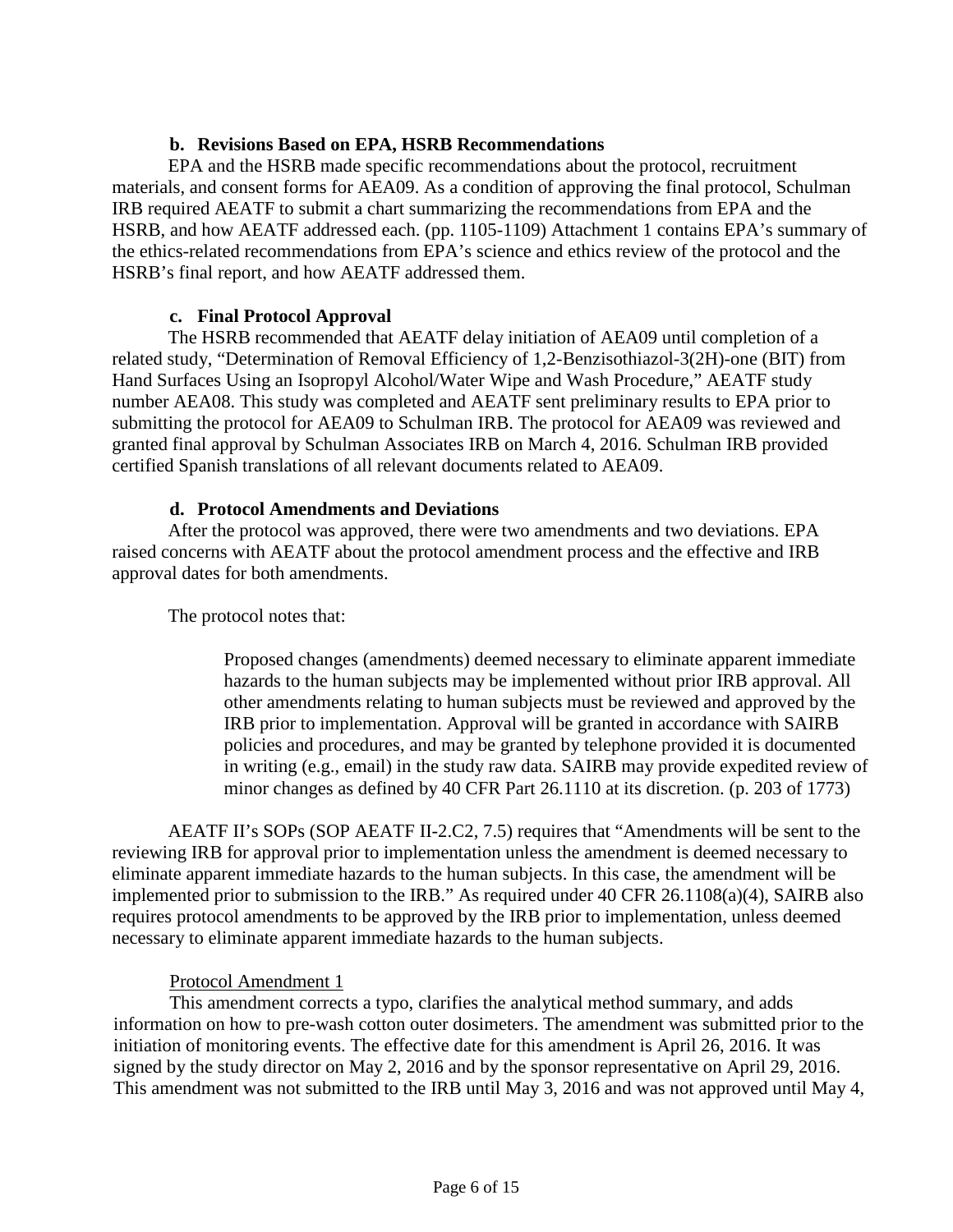#### b. Revisions Based on EPA, HSRB Recommendations

EPA and the HSRB made specific recommendations about the protocol, recruitment materials, and consent forms for AEA09. As a condition of approving the final protocol, Schulman IRB required AEATF to submit a chart summarizing the recommendations from EPA and the HSRB, and how AEATF addressed each. (pp. 1105-1109) Attachment 1 contains EPA's summary of the ethics-related recommendations from EPA's science and ethics review of the protocol and the HSRB's final report, and how AEATF addressed them.

#### c. Final Protocol Approval

The HSRB recommended that AEATF delay initiation of AEA09 until completion of a related study, "Determination of Removal Efficiency of 1,2-Benzisothiazol-3(2H)-one (BIT) from Hand Surfaces Using an Isopropyl Alcohol/Water Wipe and Wash Procedure," AEATF study number AEA08. This study was completed and AEATF sent preliminary results to EPA prior to submitting the protocol for AEA09 to Schulman IRB. The protocol for AEA09 was reviewed and granted final approval by Schulman Associates IRB on March 4, 2016. Schulman IRB provided certified Spanish translations of all relevant documents related to AEA09.

#### d. Protocol Amendments and Deviations

After the protocol was approved, there were two amendments and two deviations. EPA raised concerns with AEATF about the protocol amendment process and the effective and IRB approval dates for both amendments.

The protocol notes that:

> Proposed changes (amendments) deemed necessary to eliminate apparent immediate hazards to the human subjects may be implemented without prior IRB approval. All other amendments relating to human subjects must be reviewed and approved by the IRB prior to implementation. Approval will be granted in accordance with SAIRB policies and procedures, and may be granted by telephone provided it is documented in writing (e.g., email) in the study raw data. SAIRB may provide expedited review of minor changes as defined by 40 CFR Part 26.1110 at its discretion. (p. 203 of 1773)

AEATF II's SOPs (SOP AEATF II-2.C2, 7.5) requires that "Amendments will be sent to the reviewing IRB for approval prior to implementation unless the amendment is deemed necessary to eliminate apparent immediate hazards to the human subjects. In this case, the amendment will be implemented prior to submission to the IRB." As required under 40 CFR 26.1108(a)(4), SAIRB also requires protocol amendments to be approved by the IRB prior to implementation, unless deemed necessary to eliminate apparent immediate hazards to the human subjects.

<u>Protocol Amendment 1</u>

This amendment corrects a typo, clarifies the analytical method summary, and adds information on how to pre-wash cotton outer dosimeters. The amendment was submitted prior to the initiation of monitoring events. The effective date for this amendment is April 26, 2016. It was signed by the study director on May 2, 2016 and by the sponsor representative on April 29, 2016. This amendment was not submitted to the IRB until May 3, 2016 and was not approved until May 4,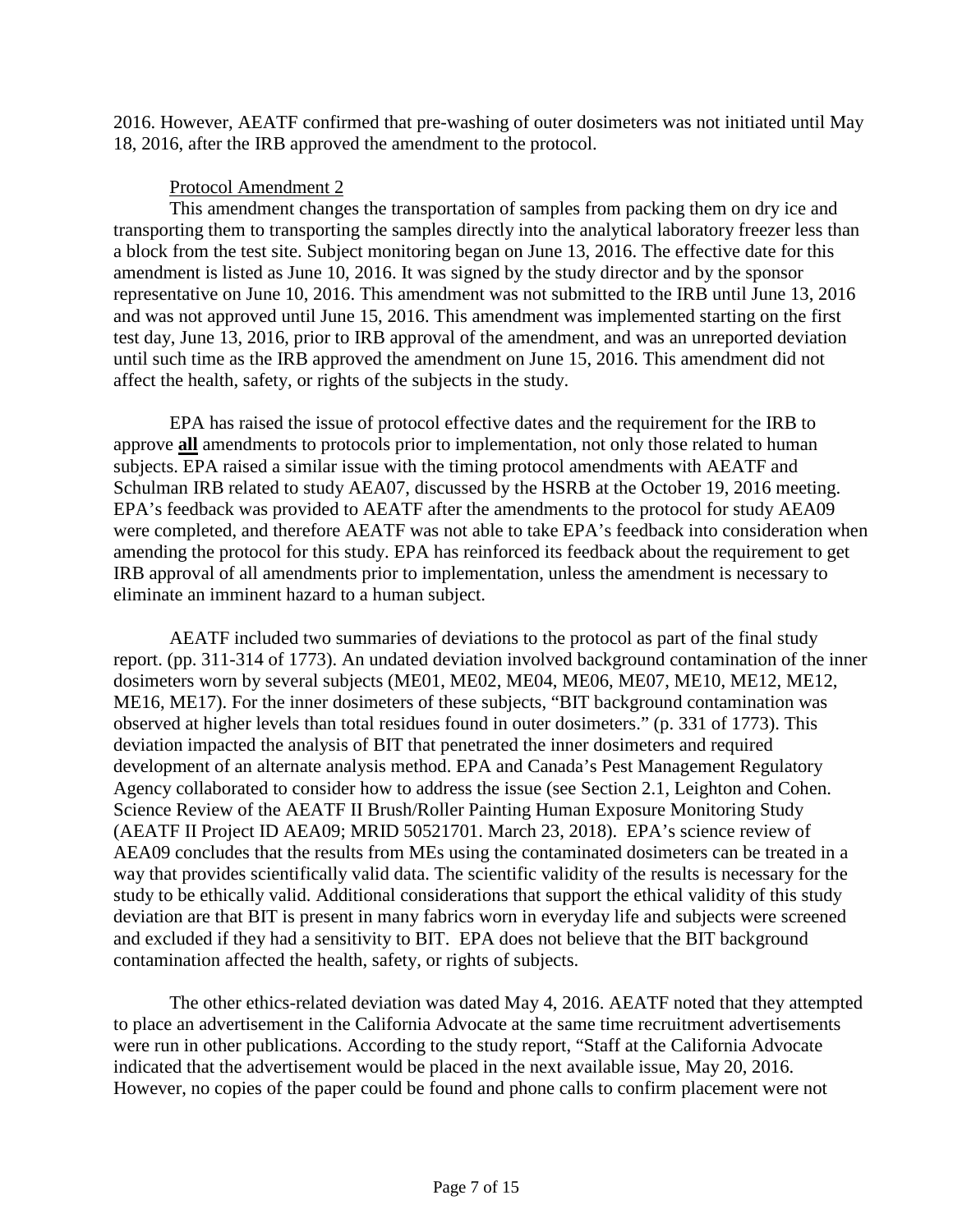2016. However, AEATF confirmed that pre-washing of outer dosimeters was not initiated until May 18, 2016, after the IRB approved the amendment to the protocol.

Protocol Amendment 2

This amendment changes the transportation of samples from packing them on dry ice and transporting them to transporting the samples directly into the analytical laboratory freezer less than a block from the test site. Subject monitoring began on June 13, 2016. The effective date for this amendment is listed as June 10, 2016. It was signed by the study director and by the sponsor representative on June 10, 2016. This amendment was not submitted to the IRB until June 13, 2016 and was not approved until June 15, 2016. This amendment was implemented starting on the first test day, June 13, 2016, prior to IRB approval of the amendment, and was an unreported deviation until such time as the IRB approved the amendment on June 15, 2016. This amendment did not affect the health, safety, or rights of the subjects in the study.

EPA has raised the issue of protocol effective dates and the requirement for the IRB to approve **all** amendments to protocols prior to implementation, not only those related to human subjects. EPA raised a similar issue with the timing protocol amendments with AEATF and Schulman IRB related to study AEA07, discussed by the HSRB at the October 19, 2016 meeting. EPA's feedback was provided to AEATF after the amendments to the protocol for study AEA09 were completed, and therefore AEATF was not able to take EPA's feedback into consideration when amending the protocol for this study. EPA has reinforced its feedback about the requirement to get IRB approval of all amendments prior to implementation, unless the amendment is necessary to eliminate an imminent hazard to a human subject.

AEATF included two summaries of deviations to the protocol as part of the final study report. (pp. 311-314 of 1773). An undated deviation involved background contamination of the inner dosimeters worn by several subjects (ME01, ME02, ME04, ME06, ME07, ME10, ME12, ME12, ME16, ME17). For the inner dosimeters of these subjects, "BIT background contamination was observed at higher levels than total residues found in outer dosimeters." (p. 331 of 1773). This deviation impacted the analysis of BIT that penetrated the inner dosimeters and required development of an alternate analysis method. EPA and Canada's Pest Management Regulatory Agency collaborated to consider how to address the issue (see Section 2.1, Leighton and Cohen. Science Review of the AEATF II Brush/Roller Painting Human Exposure Monitoring Study (AEATF II Project ID AEA09; MRID 50521701. March 23, 2018). EPA's science review of AEA09 concludes that the results from MEs using the contaminated dosimeters can be treated in a way that provides scientifically valid data. The scientific validity of the results is necessary for the study to be ethically valid. Additional considerations that support the ethical validity of this study deviation are that BIT is present in many fabrics worn in everyday life and subjects were screened and excluded if they had a sensitivity to BIT. EPA does not believe that the BIT background contamination affected the health, safety, or rights of subjects.

The other ethics-related deviation was dated May 4, 2016. AEATF noted that they attempted to place an advertisement in the California Advocate at the same time recruitment advertisements were run in other publications. According to the study report, "Staff at the California Advocate indicated that the advertisement would be placed in the next available issue, May 20, 2016. However, no copies of the paper could be found and phone calls to confirm placement were not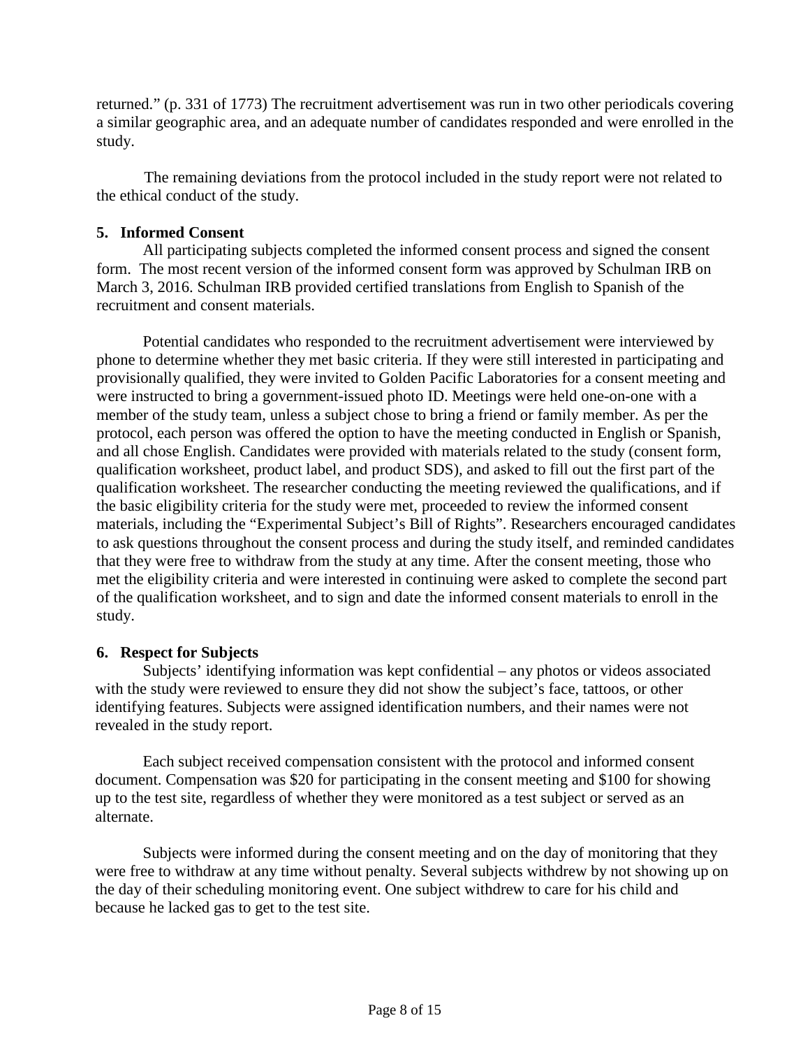returned." (p. 331 of 1773) The recruitment advertisement was run in two other periodicals covering a similar geographic area, and an adequate number of candidates responded and were enrolled in the study.

The remaining deviations from the protocol included in the study report were not related to the ethical conduct of the study.

### 5. Informed Consent

All participating subjects completed the informed consent process and signed the consent form. The most recent version of the informed consent form was approved by Schulman IRB on March 3, 2016. Schulman IRB provided certified translations from English to Spanish of the recruitment and consent materials.

Potential candidates who responded to the recruitment advertisement were interviewed by phone to determine whether they met basic criteria. If they were still interested in participating and provisionally qualified, they were invited to Golden Pacific Laboratories for a consent meeting and were instructed to bring a government-issued photo ID. Meetings were held one-on-one with a member of the study team, unless a subject chose to bring a friend or family member. As per the protocol, each person was offered the option to have the meeting conducted in English or Spanish, and all chose English. Candidates were provided with materials related to the study (consent form, qualification worksheet, product label, and product SDS), and asked to fill out the first part of the qualification worksheet. The researcher conducting the meeting reviewed the qualifications, and if the basic eligibility criteria for the study were met, proceeded to review the informed consent materials, including the "Experimental Subject's Bill of Rights". Researchers encouraged candidates to ask questions throughout the consent process and during the study itself, and reminded candidates that they were free to withdraw from the study at any time. After the consent meeting, those who met the eligibility criteria and were interested in continuing were asked to complete the second part of the qualification worksheet, and to sign and date the informed consent materials to enroll in the study.

### 6. Respect for Subjects

Subjects' identifying information was kept confidential – any photos or videos associated with the study were reviewed to ensure they did not show the subject's face, tattoos, or other identifying features. Subjects were assigned identification numbers, and their names were not revealed in the study report.

Each subject received compensation consistent with the protocol and informed consent document. Compensation was $20 for participating in the consent meeting and $100 for showing up to the test site, regardless of whether they were monitored as a test subject or served as an alternate.

Subjects were informed during the consent meeting and on the day of monitoring that they were free to withdraw at any time without penalty. Several subjects withdrew by not showing up on the day of their scheduling monitoring event. One subject withdrew to care for his child and because he lacked gas to get to the test site.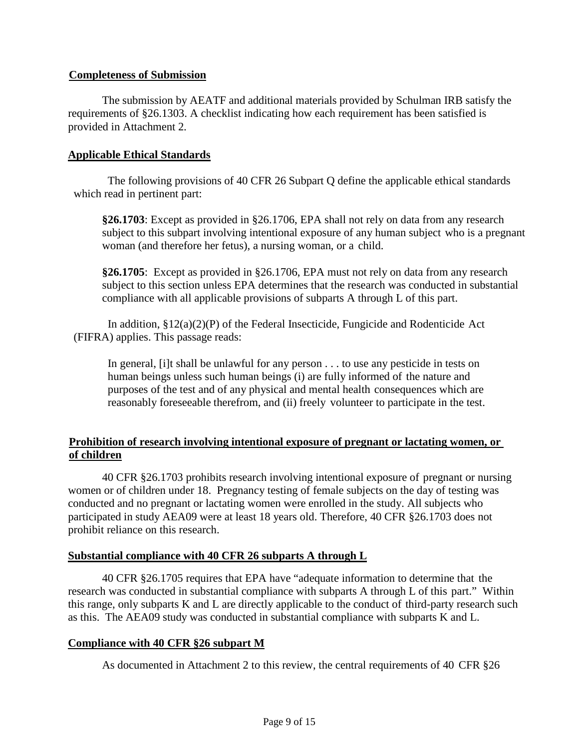**Completeness of Submission**

The submission by AEATF and additional materials provided by Schulman IRB satisfy the requirements of §26.1303. A checklist indicating how each requirement has been satisfied is provided in Attachment 2.

**Applicable Ethical Standards**

The following provisions of 40 CFR 26 Subpart Q define the applicable ethical standards which read in pertinent part:

> **§26.1703**: Except as provided in §26.1706, EPA shall not rely on data from any research subject to this subpart involving intentional exposure of any human subject who is a pregnant woman (and therefore her fetus), a nursing woman, or a child.
>
> **§26.1705**: Except as provided in §26.1706, EPA must not rely on data from any research subject to this section unless EPA determines that the research was conducted in substantial compliance with all applicable provisions of subparts A through L of this part.

In addition, §12(a)(2)(P) of the Federal Insecticide, Fungicide and Rodenticide Act (FIFRA) applies. This passage reads:

> In general, [i]t shall be unlawful for any person . . . to use any pesticide in tests on human beings unless such human beings (i) are fully informed of the nature and purposes of the test and of any physical and mental health consequences which are reasonably foreseeable therefrom, and (ii) freely volunteer to participate in the test.

**Prohibition of research involving intentional exposure of pregnant or lactating women, or of children**

40 CFR §26.1703 prohibits research involving intentional exposure of pregnant or nursing women or of children under 18. Pregnancy testing of female subjects on the day of testing was conducted and no pregnant or lactating women were enrolled in the study. All subjects who participated in study AEA09 were at least 18 years old. Therefore, 40 CFR §26.1703 does not prohibit reliance on this research.

**Substantial compliance with 40 CFR 26 subparts A through L**

40 CFR §26.1705 requires that EPA have "adequate information to determine that the research was conducted in substantial compliance with subparts A through L of this part." Within this range, only subparts K and L are directly applicable to the conduct of third-party research such as this. The AEA09 study was conducted in substantial compliance with subparts K and L.

**Compliance with 40 CFR §26 subpart M**

As documented in Attachment 2 to this review, the central requirements of 40 CFR §26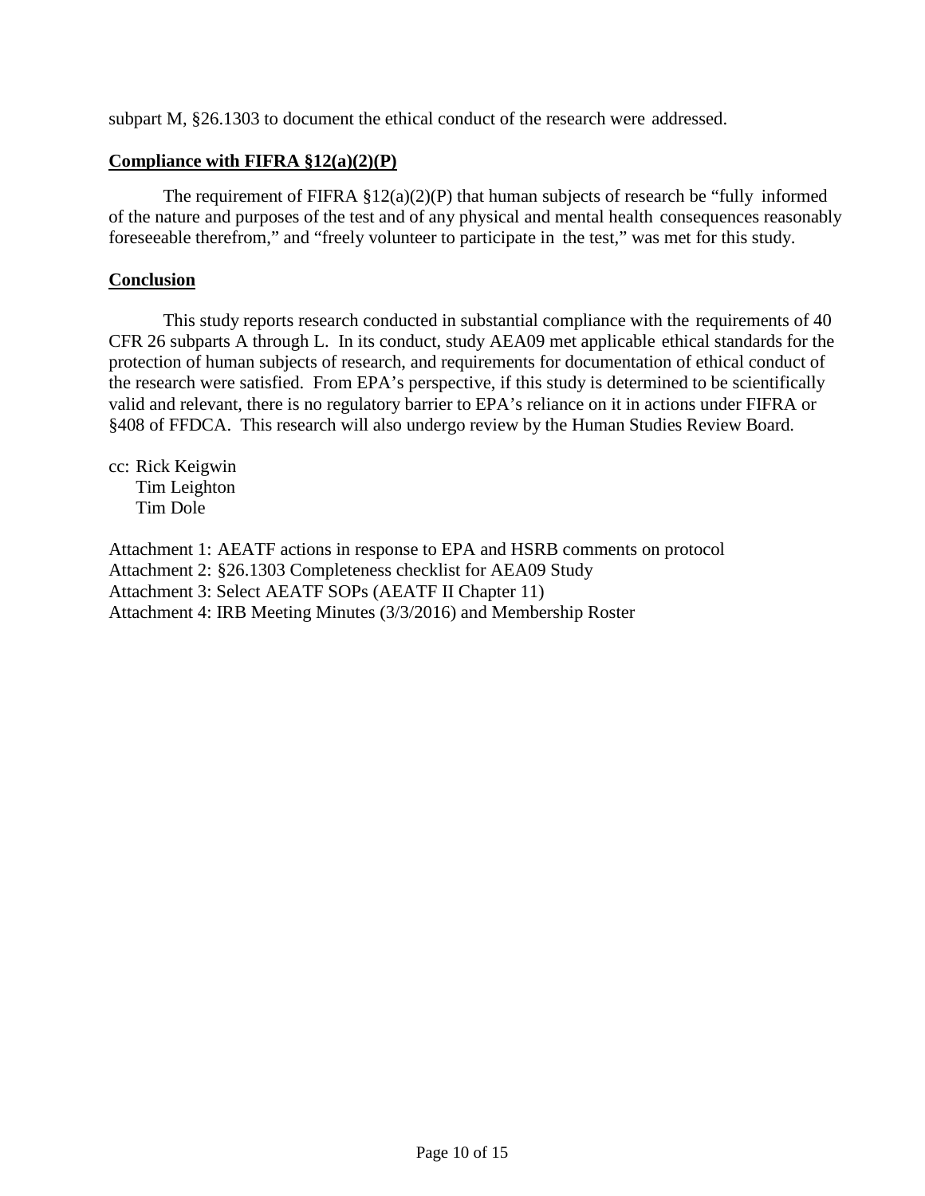subpart M, §26.1303 to document the ethical conduct of the research were addressed.

**Compliance with FIFRA §12(a)(2)(P)**

The requirement of FIFRA §12(a)(2)(P) that human subjects of research be "fully informed of the nature and purposes of the test and of any physical and mental health consequences reasonably foreseeable therefrom," and "freely volunteer to participate in the test," was met for this study.

**Conclusion**

This study reports research conducted in substantial compliance with the requirements of 40 CFR 26 subparts A through L. In its conduct, study AEA09 met applicable ethical standards for the protection of human subjects of research, and requirements for documentation of ethical conduct of the research were satisfied. From EPA's perspective, if this study is determined to be scientifically valid and relevant, there is no regulatory barrier to EPA's reliance on it in actions under FIFRA or §408 of FFDCA. This research will also undergo review by the Human Studies Review Board.

cc: Rick Keigwin
Tim Leighton
Tim Dole

Attachment 1: AEATF actions in response to EPA and HSRB comments on protocol
Attachment 2: §26.1303 Completeness checklist for AEA09 Study
Attachment 3: Select AEATF SOPs (AEATF II Chapter 11)
Attachment 4: IRB Meeting Minutes (3/3/2016) and Membership Roster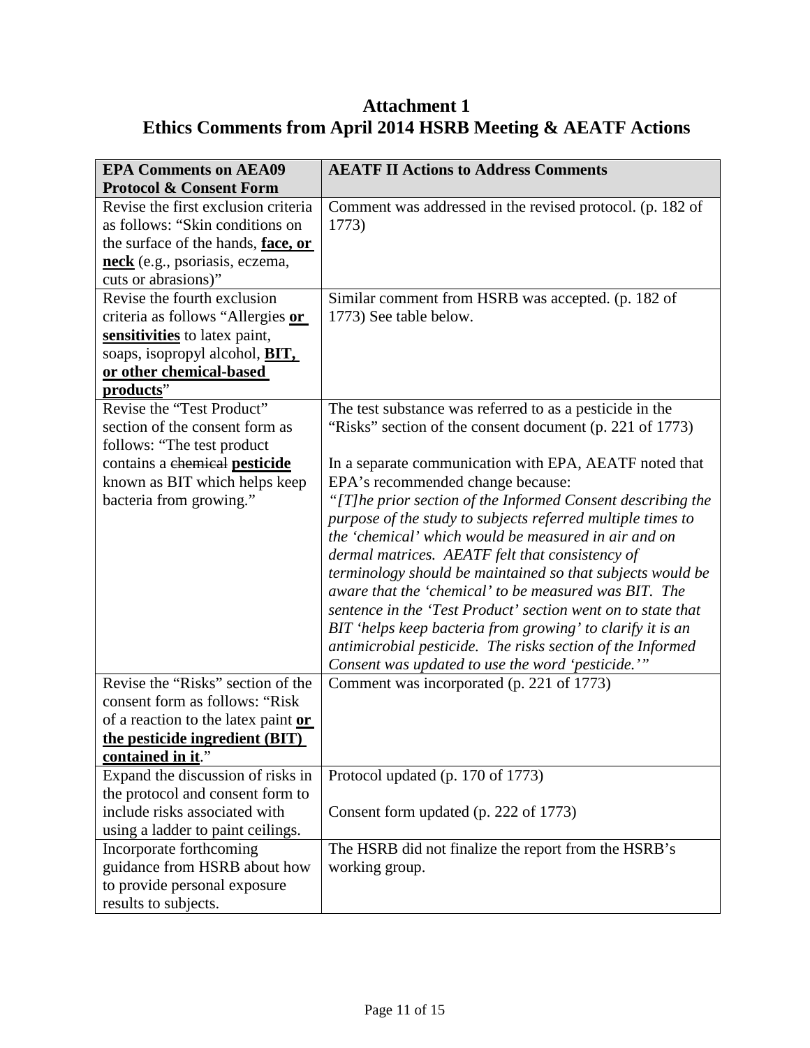# Attachment 1
# Ethics Comments from April 2014 HSRB Meeting & AEATF Actions

| EPA Comments on AEA09 Protocol & Consent Form | AEATF II Actions to Address Comments |
|---|---|
| Revise the first exclusion criteria as follows: "Skin conditions on the surface of the hands, **face, or neck** (e.g., psoriasis, eczema, cuts or abrasions)" | Comment was addressed in the revised protocol. (p. 182 of 1773) |
| Revise the fourth exclusion criteria as follows "Allergies **or sensitivities** to latex paint, soaps, isopropyl alcohol, **BIT, or other chemical-based products**" | Similar comment from HSRB was accepted. (p. 182 of 1773) See table below. |
| Revise the "Test Product" section of the consent form as follows: "The test product contains a ~~chemical~~ **pesticide** known as BIT which helps keep bacteria from growing." | The test substance was referred to as a pesticide in the "Risks" section of the consent document (p. 221 of 1773)<br><br>In a separate communication with EPA, AEATF noted that EPA's recommended change because:<br>*"[T]he prior section of the Informed Consent describing the purpose of the study to subjects referred multiple times to the 'chemical' which would be measured in air and on dermal matrices. AEATF felt that consistency of terminology should be maintained so that subjects would be aware that the 'chemical' to be measured was BIT. The sentence in the 'Test Product' section went on to state that BIT 'helps keep bacteria from growing' to clarify it is an antimicrobial pesticide. The risks section of the Informed Consent was updated to use the word 'pesticide.'"* |
| Revise the "Risks" section of the consent form as follows: "Risk of a reaction to the latex paint **or the pesticide ingredient (BIT) contained in it**." | Comment was incorporated (p. 221 of 1773) |
| Expand the discussion of risks in the protocol and consent form to include risks associated with using a ladder to paint ceilings. | Protocol updated (p. 170 of 1773)<br><br>Consent form updated (p. 222 of 1773) |
| Incorporate forthcoming guidance from HSRB about how to provide personal exposure results to subjects. | The HSRB did not finalize the report from the HSRB's working group. |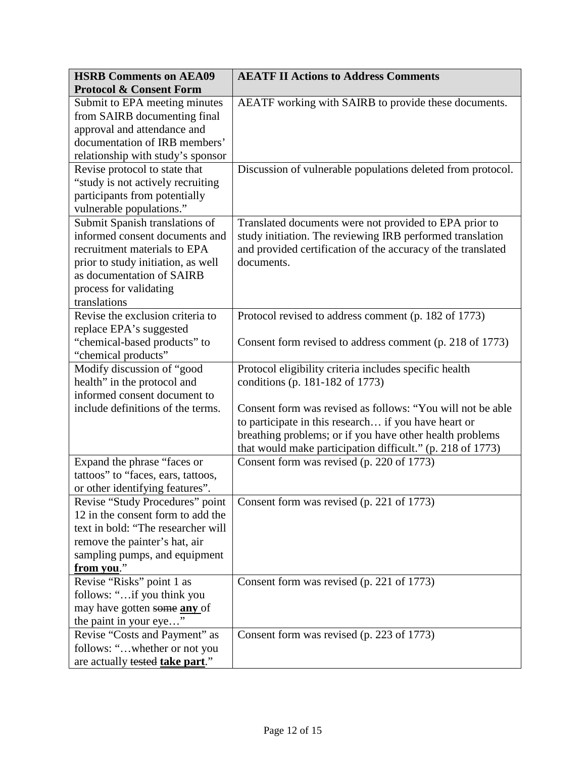| HSRB Comments on AEA09 Protocol & Consent Form | AEATF II Actions to Address Comments |
|---|---|
| Submit to EPA meeting minutes from SAIRB documenting final approval and attendance and documentation of IRB members' relationship with study's sponsor | AEATF working with SAIRB to provide these documents. |
| Revise protocol to state that "study is not actively recruiting participants from potentially vulnerable populations." | Discussion of vulnerable populations deleted from protocol. |
| Submit Spanish translations of informed consent documents and recruitment materials to EPA prior to study initiation, as well as documentation of SAIRB process for validating translations | Translated documents were not provided to EPA prior to study initiation. The reviewing IRB performed translation and provided certification of the accuracy of the translated documents. |
| Revise the exclusion criteria to replace EPA's suggested "chemical-based products" to "chemical products" | Protocol revised to address comment (p. 182 of 1773)<br><br>Consent form revised to address comment (p. 218 of 1773) |
| Modify discussion of "good health" in the protocol and informed consent document to include definitions of the terms. | Protocol eligibility criteria includes specific health conditions (p. 181-182 of 1773)<br><br>Consent form was revised as follows: "You will not be able to participate in this research… if you have heart or breathing problems; or if you have other health problems that would make participation difficult." (p. 218 of 1773) |
| Expand the phrase "faces or tattoos" to "faces, ears, tattoos, or other identifying features". | Consent form was revised (p. 220 of 1773) |
| Revise "Study Procedures" point 12 in the consent form to add the text in bold: "The researcher will remove the painter's hat, air sampling pumps, and equipment **from you**." | Consent form was revised (p. 221 of 1773) |
| Revise "Risks" point 1 as follows: "…if you think you may have gotten ~~some~~ **any** of the paint in your eye…" | Consent form was revised (p. 221 of 1773) |
| Revise "Costs and Payment" as follows: "…whether or not you are actually ~~tested~~ **take part**." | Consent form was revised (p. 223 of 1773) |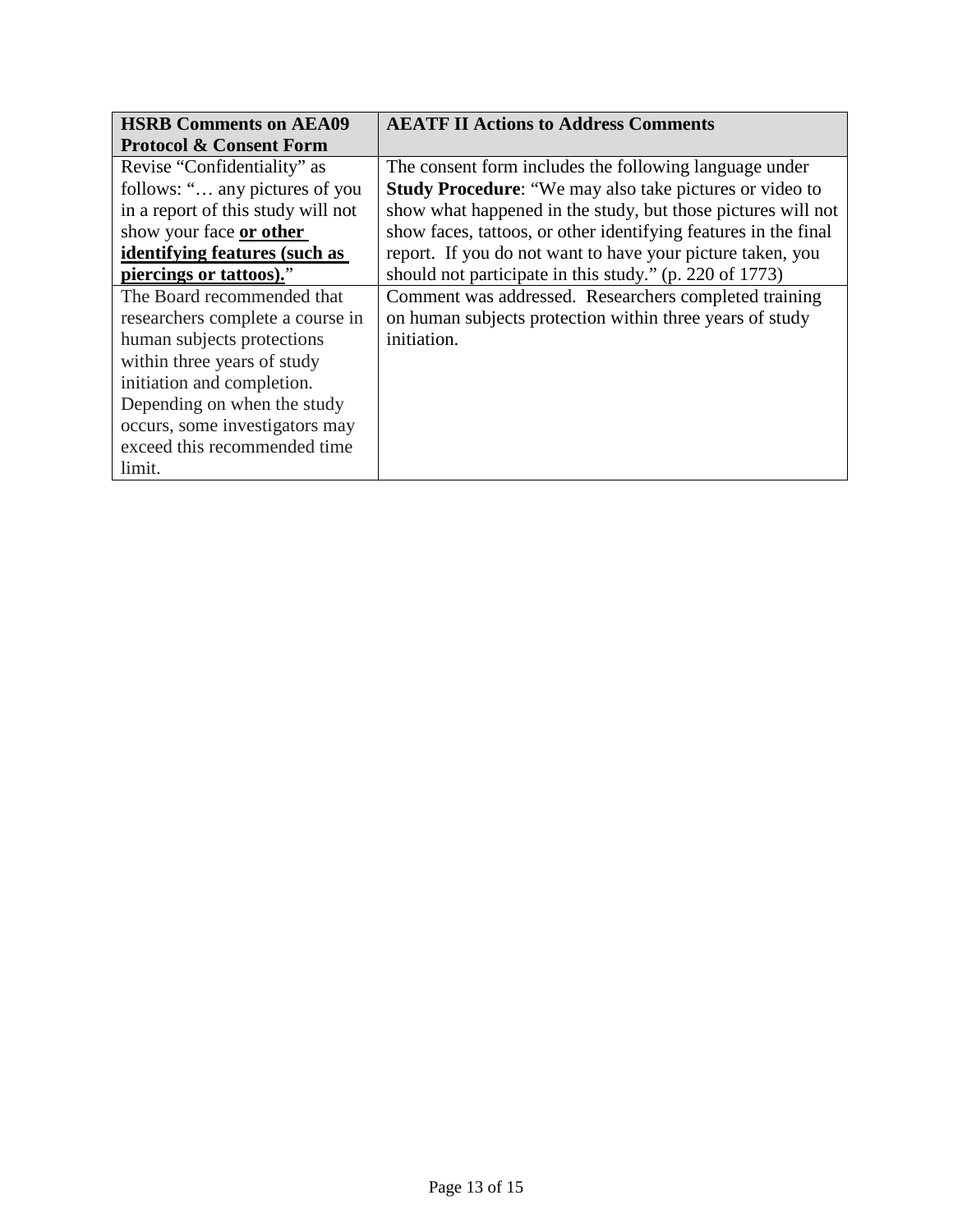| **HSRB Comments on AEA09 Protocol & Consent Form** | **AEATF II Actions to Address Comments** |
|---|---|
| Revise "Confidentiality" as follows: "… any pictures of you in a report of this study will not show your face **<u>or other identifying features (such as piercings or tattoos).</u>**" | The consent form includes the following language under **Study Procedure**: "We may also take pictures or video to show what happened in the study, but those pictures will not show faces, tattoos, or other identifying features in the final report. If you do not want to have your picture taken, you should not participate in this study." (p. 220 of 1773) |
| The Board recommended that researchers complete a course in human subjects protections within three years of study initiation and completion. Depending on when the study occurs, some investigators may exceed this recommended time limit. | Comment was addressed. Researchers completed training on human subjects protection within three years of study initiation. |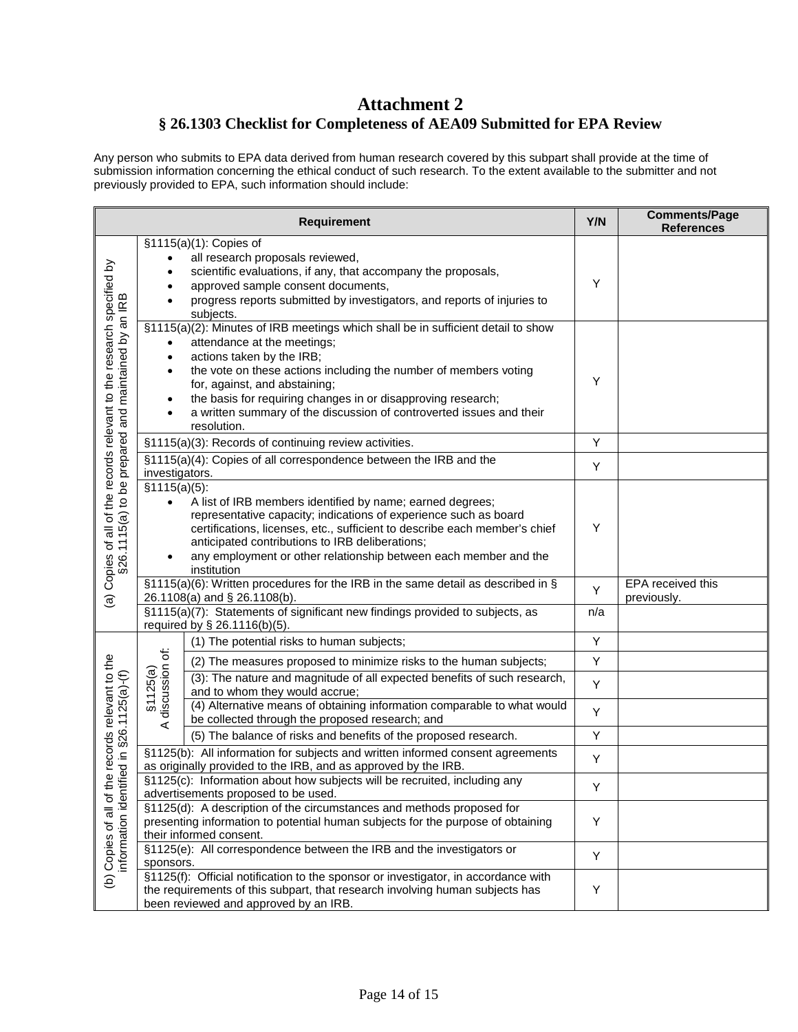# Attachment 2

## § 26.1303 Checklist for Completeness of AEA09 Submitted for EPA Review

Any person who submits to EPA data derived from human research covered by this subpart shall provide at the time of submission information concerning the ethical conduct of such research. To the extent available to the submitter and not previously provided to EPA, such information should include:

| Requirement | | | Y/N | Comments/Page References |
|---|---|---|---|---|
| (a) Copies of all of the records relevant to the research specified by §26.1115(a) to be prepared and maintained by an IRB | §1115(a)(1): Copies of<br>• all research proposals reviewed,<br>• scientific evaluations, if any, that accompany the proposals,<br>• approved sample consent documents,<br>• progress reports submitted by investigators, and reports of injuries to subjects. | | Y | |
| | §1115(a)(2): Minutes of IRB meetings which shall be in sufficient detail to show<br>• attendance at the meetings;<br>• actions taken by the IRB;<br>• the vote on these actions including the number of members voting for, against, and abstaining;<br>• the basis for requiring changes in or disapproving research;<br>• a written summary of the discussion of controverted issues and their resolution. | | Y | |
| | §1115(a)(3): Records of continuing review activities. | | Y | |
| | §1115(a)(4): Copies of all correspondence between the IRB and the investigators. | | Y | |
| | §1115(a)(5):<br>• A list of IRB members identified by name; earned degrees; representative capacity; indications of experience such as board certifications, licenses, etc., sufficient to describe each member's chief anticipated contributions to IRB deliberations;<br>• any employment or other relationship between each member and the institution | | Y | |
| | §1115(a)(6): Written procedures for the IRB in the same detail as described in § 26.1108(a) and § 26.1108(b). | | Y | EPA received this previously. |
| | §1115(a)(7): Statements of significant new findings provided to subjects, as required by § 26.1116(b)(5). | | n/a | |
| (b) Copies of all of the records relevant to the information identified in §26.1125(a)-(f) | §1125(a) A discussion of: | (1) The potential risks to human subjects; | Y | |
| | | (2) The measures proposed to minimize risks to the human subjects; | Y | |
| | | (3): The nature and magnitude of all expected benefits of such research, and to whom they would accrue; | Y | |
| | | (4) Alternative means of obtaining information comparable to what would be collected through the proposed research; and | Y | |
| | | (5) The balance of risks and benefits of the proposed research. | Y | |
| | §1125(b): All information for subjects and written informed consent agreements as originally provided to the IRB, and as approved by the IRB. | | Y | |
| | §1125(c): Information about how subjects will be recruited, including any advertisements proposed to be used. | | Y | |
| | §1125(d): A description of the circumstances and methods proposed for presenting information to potential human subjects for the purpose of obtaining their informed consent. | | Y | |
| | §1125(e): All correspondence between the IRB and the investigators or sponsors. | | Y | |
| | §1125(f): Official notification to the sponsor or investigator, in accordance with the requirements of this subpart, that research involving human subjects has been reviewed and approved by an IRB. | | Y | |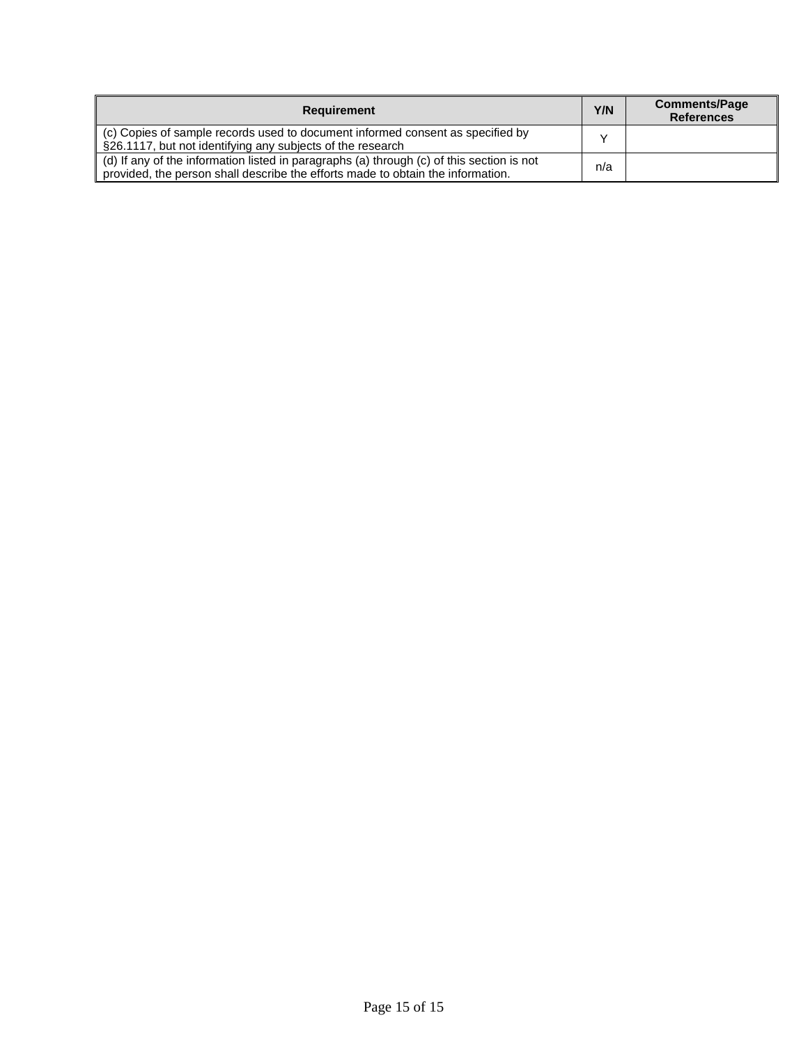| Requirement | Y/N | Comments/Page References |
|---|---|---|
| (c) Copies of sample records used to document informed consent as specified by §26.1117, but not identifying any subjects of the research | Y | |
| (d) If any of the information listed in paragraphs (a) through (c) of this section is not provided, the person shall describe the efforts made to obtain the information. | n/a | |